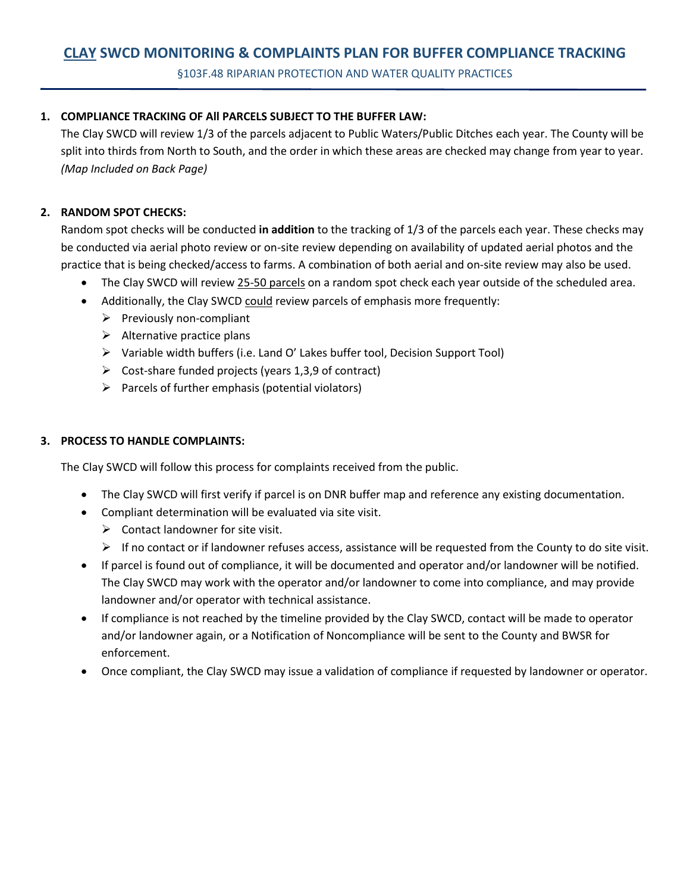# <u>CLAY</u> SWCD MONITORING & COMPLAINTS PLAN FOR BUFFER COMPLIANCE TRACKING

§103F.48 RIPARIAN PROTECTION AND WATER QUALITY PRACTICES

1. **COMPLIANCE TRACKING OF All PARCELS SUBJECT TO THE BUFFER LAW:**

   The Clay SWCD will review 1/3 of the parcels adjacent to Public Waters/Public Ditches each year. The County will be split into thirds from North to South, and the order in which these areas are checked may change from year to year. *(Map Included on Back Page)*

2. **RANDOM SPOT CHECKS:**

   Random spot checks will be conducted **in addition** to the tracking of 1/3 of the parcels each year. These checks may be conducted via aerial photo review or on-site review depending on availability of updated aerial photos and the practice that is being checked/access to farms. A combination of both aerial and on-site review may also be used.

   - The Clay SWCD will review <u>25-50 parcels</u> on a random spot check each year outside of the scheduled area.
   - Additionally, the Clay SWCD <u>could</u> review parcels of emphasis more frequently:
     - Previously non-compliant
     - Alternative practice plans
     - Variable width buffers (i.e. Land O' Lakes buffer tool, Decision Support Tool)
     - Cost-share funded projects (years 1,3,9 of contract)
     - Parcels of further emphasis (potential violators)

3. **PROCESS TO HANDLE COMPLAINTS:**

   The Clay SWCD will follow this process for complaints received from the public.

   - The Clay SWCD will first verify if parcel is on DNR buffer map and reference any existing documentation.
   - Compliant determination will be evaluated via site visit.
     - Contact landowner for site visit.
     - If no contact or if landowner refuses access, assistance will be requested from the County to do site visit.
   - If parcel is found out of compliance, it will be documented and operator and/or landowner will be notified. The Clay SWCD may work with the operator and/or landowner to come into compliance, and may provide landowner and/or operator with technical assistance.
   - If compliance is not reached by the timeline provided by the Clay SWCD, contact will be made to operator and/or landowner again, or a Notification of Noncompliance will be sent to the County and BWSR for enforcement.
   - Once compliant, the Clay SWCD may issue a validation of compliance if requested by landowner or operator.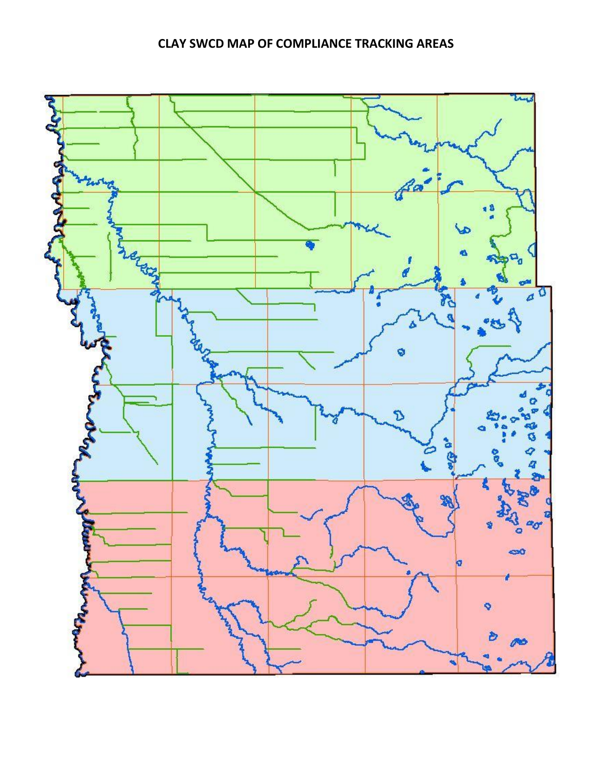**CLAY SWCD MAP OF COMPLIANCE TRACKING AREAS**